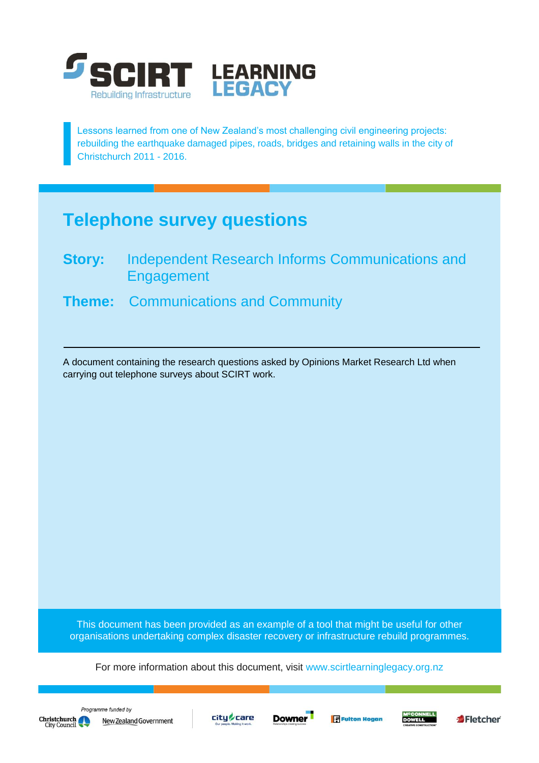# SCIRT LEARNING LEGACY

Rebuilding Infrastructure

Lessons learned from one of New Zealand's most challenging civil engineering projects: rebuilding the earthquake damaged pipes, roads, bridges and retaining walls in the city of Christchurch 2011 - 2016.

## Telephone survey questions

**Story:** Independent Research Informs Communications and Engagement

**Theme:** Communications and Community

---

A document containing the research questions asked by Opinions Market Research Ltd when carrying out telephone surveys about SCIRT work.

This document has been provided as an example of a tool that might be useful for other organisations undertaking complex disaster recovery or infrastructure rebuild programmes.

For more information about this document, visit www.scirtlearninglegacy.org.nz

Programme funded by Christchurch City Council, New Zealand Government

City Care, Downer, Fulton Hogan, McConnell Dowell, Fletcher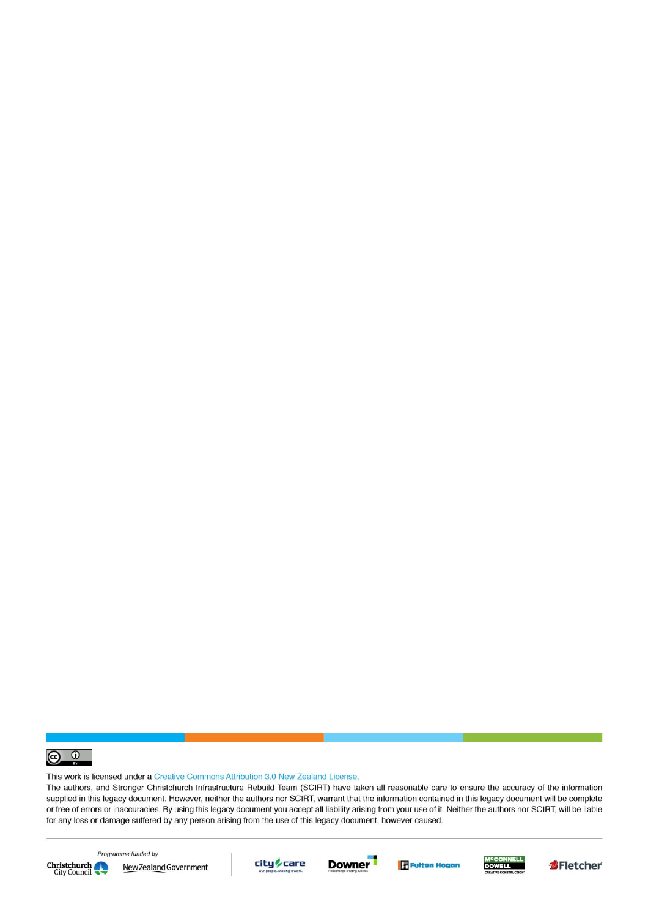This work is licensed under a Creative Commons Attribution 3.0 New Zealand License.

The authors, and Stronger Christchurch Infrastructure Rebuild Team (SCIRT) have taken all reasonable care to ensure the accuracy of the information supplied in this legacy document. However, neither the authors nor SCIRT, warrant that the information contained in this legacy document will be complete or free of errors or inaccuracies. By using this legacy document you accept all liability arising from your use of it. Neither the authors nor SCIRT, will be liable for any loss or damage suffered by any person arising from the use of this legacy document, however caused.

*Programme funded by*

Christchurch City Council

New Zealand Government

city care

Downer

Fulton Hogan

McConnell Dowell

Fletcher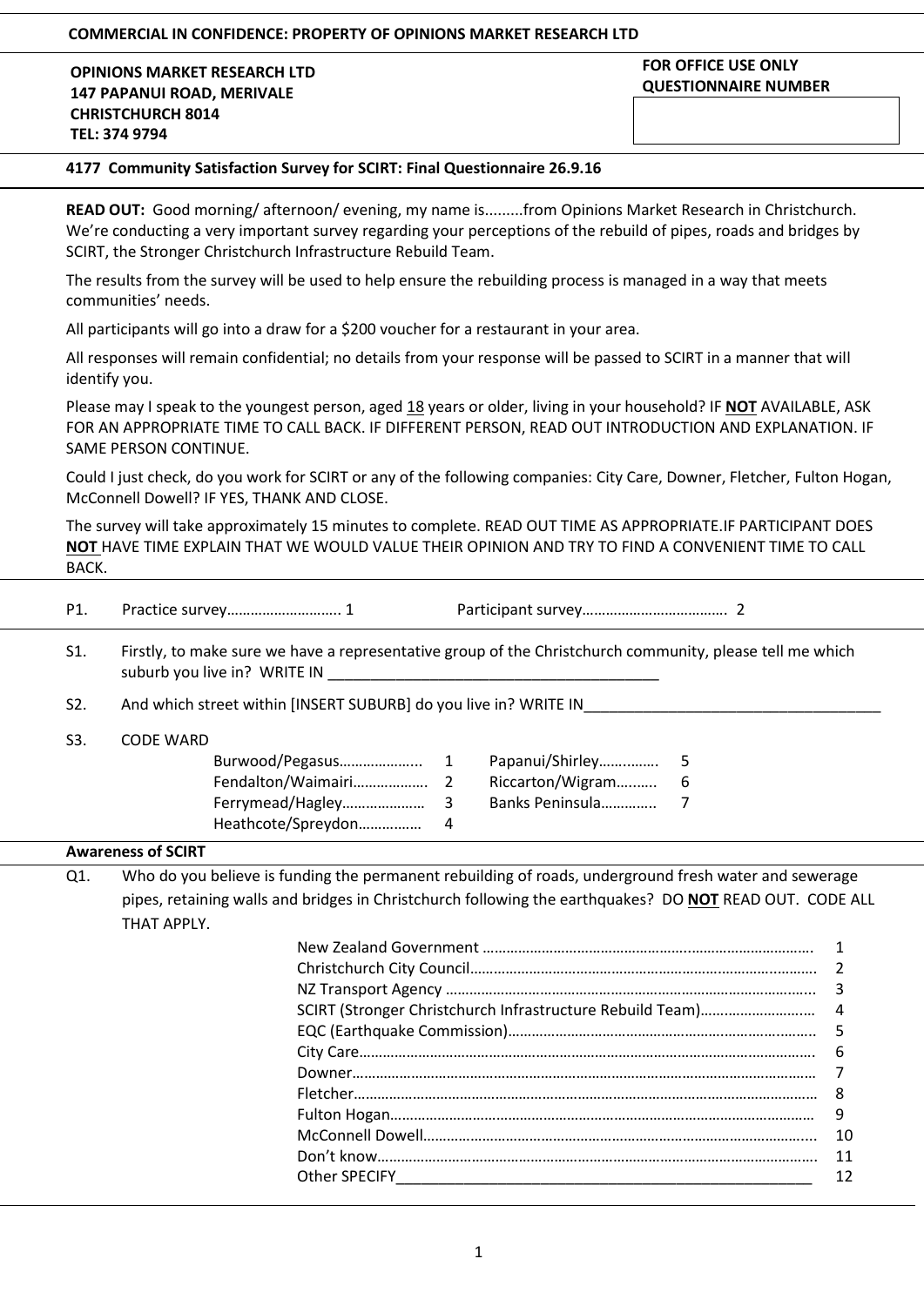**COMMERCIAL IN CONFIDENCE: PROPERTY OF OPINIONS MARKET RESEARCH LTD**

**OPINIONS MARKET RESEARCH LTD**
**147 PAPANUI ROAD, MERIVALE**
**CHRISTCHURCH 8014**
**TEL: 374 9794**

**FOR OFFICE USE ONLY**
**QUESTIONNAIRE NUMBER**

**4177 Community Satisfaction Survey for SCIRT: Final Questionnaire 26.9.16**

**READ OUT:** Good morning/ afternoon/ evening, my name is.........from Opinions Market Research in Christchurch. We're conducting a very important survey regarding your perceptions of the rebuild of pipes, roads and bridges by SCIRT, the Stronger Christchurch Infrastructure Rebuild Team.

The results from the survey will be used to help ensure the rebuilding process is managed in a way that meets communities' needs.

All participants will go into a draw for a $200 voucher for a restaurant in your area.

All responses will remain confidential; no details from your response will be passed to SCIRT in a manner that will identify you.

Please may I speak to the youngest person, aged 18 years or older, living in your household? IF **NOT** AVAILABLE, ASK FOR AN APPROPRIATE TIME TO CALL BACK. IF DIFFERENT PERSON, READ OUT INTRODUCTION AND EXPLANATION. IF SAME PERSON CONTINUE.

Could I just check, do you work for SCIRT or any of the following companies: City Care, Downer, Fletcher, Fulton Hogan, McConnell Dowell? IF YES, THANK AND CLOSE.

The survey will take approximately 15 minutes to complete. READ OUT TIME AS APPROPRIATE.IF PARTICIPANT DOES **NOT** HAVE TIME EXPLAIN THAT WE WOULD VALUE THEIR OPINION AND TRY TO FIND A CONVENIENT TIME TO CALL BACK.

P1. Practice survey……………………….. 1 Participant survey………………………………. 2

S1. Firstly, to make sure we have a representative group of the Christchurch community, please tell me which suburb you live in? WRITE IN ________________________________________

S2. And which street within [INSERT SUBURB] do you live in? WRITE IN____________________________________

S3. CODE WARD

| | | | |
|---|---|---|---|
| Burwood/Pegasus………………... | 1 | Papanui/Shirley…………. | 5 |
| Fendalton/Waimairi………………. | 2 | Riccarton/Wigram……... | 6 |
| Ferrymead/Hagley………………… | 3 | Banks Peninsula…………. | 7 |
| Heathcote/Spreydon…………… | 4 | | |

## Awareness of SCIRT

Q1. Who do you believe is funding the permanent rebuilding of roads, underground fresh water and sewerage pipes, retaining walls and bridges in Christchurch following the earthquakes? DO **NOT** READ OUT. CODE ALL THAT APPLY.

| | |
|---|---|
| New Zealand Government ………………………………………………………………………. | 1 |
| Christchurch City Council……………………………………………………………………….. | 2 |
| NZ Transport Agency ……………………………………………………………………………... | 3 |
| SCIRT (Stronger Christchurch Infrastructure Rebuild Team)……………………….. | 4 |
| EQC (Earthquake Commission)……………………………………………………………….. | 5 |
| City Care……………………………………………………………………………………………. | 6 |
| Downer………………………………………………………………………………………………. | 7 |
| Fletcher……………………………………………………………………………………………… | 8 |
| Fulton Hogan……………………………………………………………………………………… | 9 |
| McConnell Dowell………………………………………………………………………………... | 10 |
| Don't know………………………………………………………………………………………... | 11 |
| Other SPECIFY_____________________________________________________ | 12 |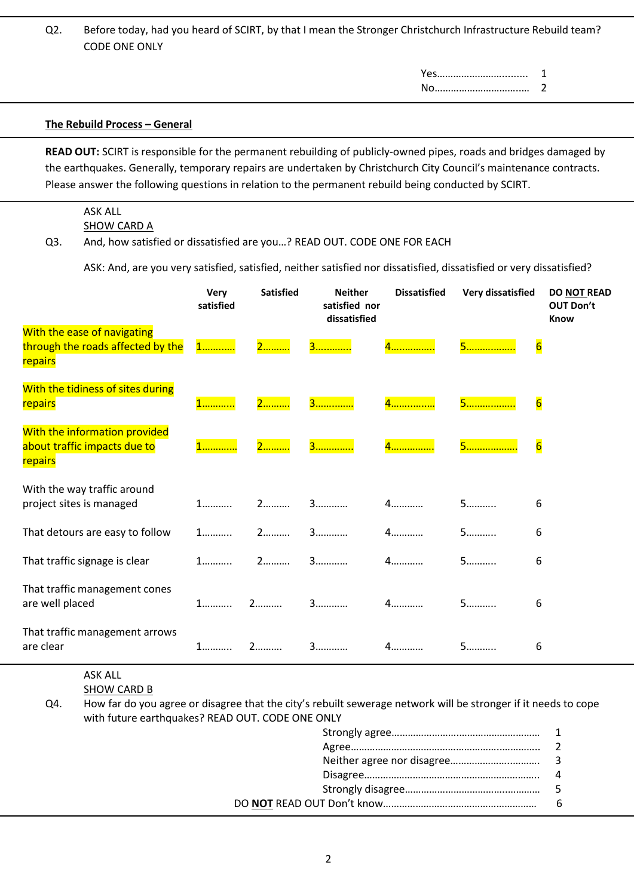Q2. Before today, had you heard of SCIRT, by that I mean the Stronger Christchurch Infrastructure Rebuild team? CODE ONE ONLY

| | |
|---|---|
| Yes…………………………..... | 1 |
| No…………………………….… | 2 |

**The Rebuild Process – General**

**READ OUT:** SCIRT is responsible for the permanent rebuilding of publicly-owned pipes, roads and bridges damaged by the earthquakes. Generally, temporary repairs are undertaken by Christchurch City Council's maintenance contracts. Please answer the following questions in relation to the permanent rebuild being conducted by SCIRT.

ASK ALL
SHOW CARD A

Q3. And, how satisfied or dissatisfied are you…? READ OUT. CODE ONE FOR EACH

ASK: And, are you very satisfied, satisfied, neither satisfied nor dissatisfied, dissatisfied or very dissatisfied?

| | **Very satisfied** | **Satisfied** | **Neither satisfied nor dissatisfied** | **Dissatisfied** | **Very dissatisfied** | **DO NOT READ OUT Don't Know** |
|---|---|---|---|---|---|---|
| With the ease of navigating through the roads affected by the repairs | 1……….. | 2………. | 3…………. | 4……………. | 5……………… | 6 |
| With the tidiness of sites during repairs | 1……….. | 2………. | 3…………. | 4……………. | 5……………… | 6 |
| With the information provided about traffic impacts due to repairs | 1…………. | 2………. | 3…………. | 4……………. | 5………………. | 6 |
| With the way traffic around project sites is managed | 1……….. | 2………. | 3………… | 4………… | 5……….. | 6 |
| That detours are easy to follow | 1……….. | 2………. | 3………… | 4………… | 5……….. | 6 |
| That traffic signage is clear | 1……….. | 2………. | 3………… | 4………… | 5……….. | 6 |
| That traffic management cones are well placed | 1……….. | 2………. | 3………… | 4………… | 5……….. | 6 |
| That traffic management arrows are clear | 1……….. | 2………. | 3………… | 4………… | 5……….. | 6 |

ASK ALL
SHOW CARD B

Q4. How far do you agree or disagree that the city's rebuilt sewerage network will be stronger if it needs to cope with future earthquakes? READ OUT. CODE ONE ONLY

| | |
|---|---|
| Strongly agree……………………………………………… | 1 |
| Agree……………………………………………………….. | 2 |
| Neither agree nor disagree……………………………. | 3 |
| Disagree……………………………………………………. | 4 |
| Strongly disagree……………………………………….. | 5 |
| DO **NOT** READ OUT Don't know……………………………………………… | 6 |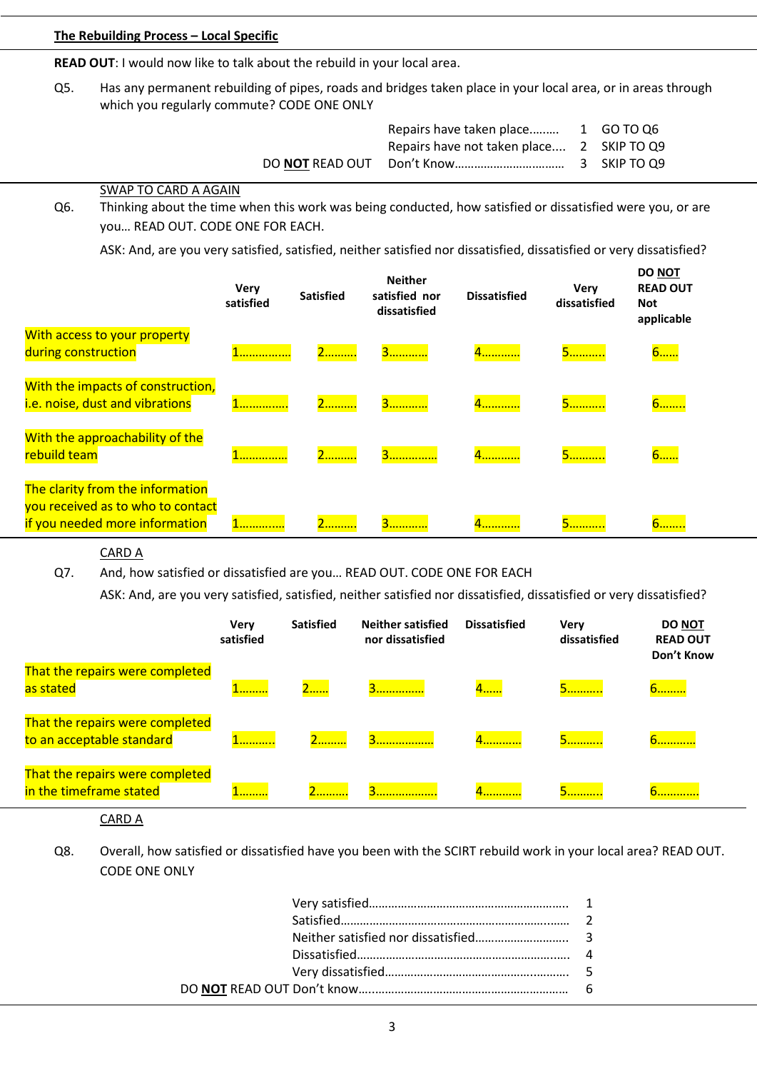**The Rebuilding Process – Local Specific**

**READ OUT**: I would now like to talk about the rebuild in your local area.

Q5. Has any permanent rebuilding of pipes, roads and bridges taken place in your local area, or in areas through which you regularly commute? CODE ONE ONLY

| | | | |
|---|---|---|---|
| | Repairs have taken place......... | 1 | GO TO Q6 |
| | Repairs have not taken place.... | 2 | SKIP TO Q9 |
| DO **NOT** READ OUT | Don't Know.................................. | 3 | SKIP TO Q9 |

SWAP TO CARD A AGAIN

Q6. Thinking about the time when this work was being conducted, how satisfied or dissatisfied were you, or are you… READ OUT. CODE ONE FOR EACH.

ASK: And, are you very satisfied, satisfied, neither satisfied nor dissatisfied, dissatisfied or very dissatisfied?

| | Very satisfied | Satisfied | Neither satisfied nor dissatisfied | Dissatisfied | Very dissatisfied | DO **NOT** READ OUT Not applicable |
|---|---|---|---|---|---|---|
| With access to your property during construction | 1................ | 2.......... | 3............ | 4............ | 5........... | 6...... |
| With the impacts of construction, i.e. noise, dust and vibrations | 1............... | 2.......... | 3............ | 4............ | 5........... | 6........ |
| With the approachability of the rebuild team | 1............... | 2.......... | 3............... | 4............ | 5........... | 6...... |
| The clarity from the information you received as to who to contact if you needed more information | 1.............. | 2.......... | 3............ | 4............ | 5........... | 6........ |

CARD A

Q7. And, how satisfied or dissatisfied are you… READ OUT. CODE ONE FOR EACH

ASK: And, are you very satisfied, satisfied, neither satisfied nor dissatisfied, dissatisfied or very dissatisfied?

| | Very satisfied | Satisfied | Neither satisfied nor dissatisfied | Dissatisfied | Very dissatisfied | DO **NOT** READ OUT Don't Know |
|---|---|---|---|---|---|---|
| That the repairs were completed as stated | 1......... | 2...... | 3............... | 4...... | 5........... | 6......... |
| That the repairs were completed to an acceptable standard | 1........... | 2......... | 3.................. | 4............ | 5........... | 6............ |
| That the repairs were completed in the timeframe stated | 1......... | 2.......... | 3.................... | 4............ | 5........... | 6............. |

CARD A

Q8. Overall, how satisfied or dissatisfied have you been with the SCIRT rebuild work in your local area? READ OUT. CODE ONE ONLY

| | |
|---|---|
| Very satisfied............................................................ | 1 |
| Satisfied.................................................................... | 2 |
| Neither satisfied nor dissatisfied........................... | 3 |
| Dissatisfied............................................................... | 4 |
| Very dissatisfied....................................................... | 5 |
| DO **NOT** READ OUT Don't know............................................................... | 6 |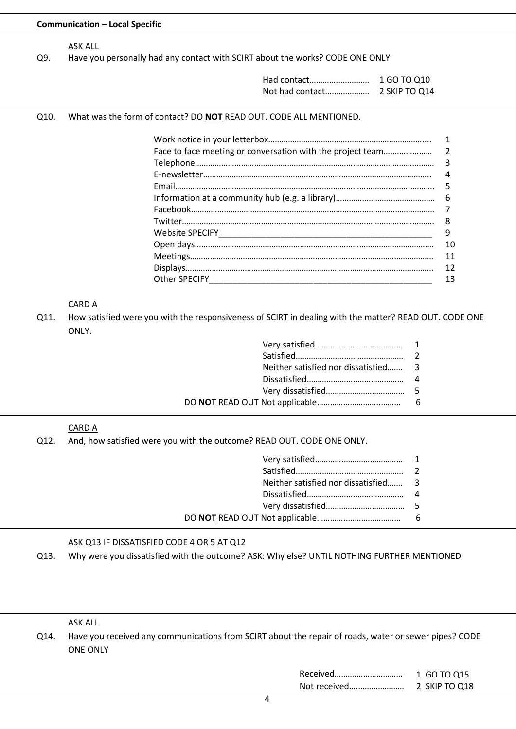**Communication – Local Specific**

ASK ALL

Q9. Have you personally had any contact with SCIRT about the works? CODE ONE ONLY

| | | |
|---|---|---|
| Had contact……………………… | 1 | GO TO Q10 |
| Not had contact……………… | 2 | SKIP TO Q14 |

Q10. What was the form of contact? DO **NOT** READ OUT. CODE ALL MENTIONED.

| | |
|---|---|
| Work notice in your letterbox……………………………………………………… | 1 |
| Face to face meeting or conversation with the project team………………… | 2 |
| Telephone……………………………………………………………………………… | 3 |
| E-newsletter…………………………………………………………………………… | 4 |
| Email…………………………………………………………………………………… | 5 |
| Information at a community hub (e.g. a library)……………………………… | 6 |
| Facebook……………………………………………………………………………… | 7 |
| Twitter………………………………………………………………………………… | 8 |
| Website SPECIFY_______________________________________________ | 9 |
| Open days……………………………………………………………………………… | 10 |
| Meetings……………………………………………………………………………… | 11 |
| Displays………………………………………………………………………………… | 12 |
| Other SPECIFY_________________________________________________ | 13 |

CARD A

Q11. How satisfied were you with the responsiveness of SCIRT in dealing with the matter? READ OUT. CODE ONE ONLY.

| | |
|---|---|
| Very satisfied………………………………… | 1 |
| Satisfied………………………………………… | 2 |
| Neither satisfied nor dissatisfied……. | 3 |
| Dissatisfied…………………………………… | 4 |
| Very dissatisfied…………………………… | 5 |
| DO **NOT** READ OUT Not applicable………………………………… | 6 |

CARD A

Q12. And, how satisfied were you with the outcome? READ OUT. CODE ONE ONLY.

| | |
|---|---|
| Very satisfied………………………………… | 1 |
| Satisfied………………………………………… | 2 |
| Neither satisfied nor dissatisfied……. | 3 |
| Dissatisfied…………………………………… | 4 |
| Very dissatisfied…………………………… | 5 |
| DO **NOT** READ OUT Not applicable………………………………… | 6 |

ASK Q13 IF DISSATISFIED CODE 4 OR 5 AT Q12

Q13. Why were you dissatisfied with the outcome? ASK: Why else? UNTIL NOTHING FURTHER MENTIONED

ASK ALL

Q14. Have you received any communications from SCIRT about the repair of roads, water or sewer pipes? CODE ONE ONLY

| | | |
|---|---|---|
| Received………………………… | 1 | GO TO Q15 |
| Not received…………………… | 2 | SKIP TO Q18 |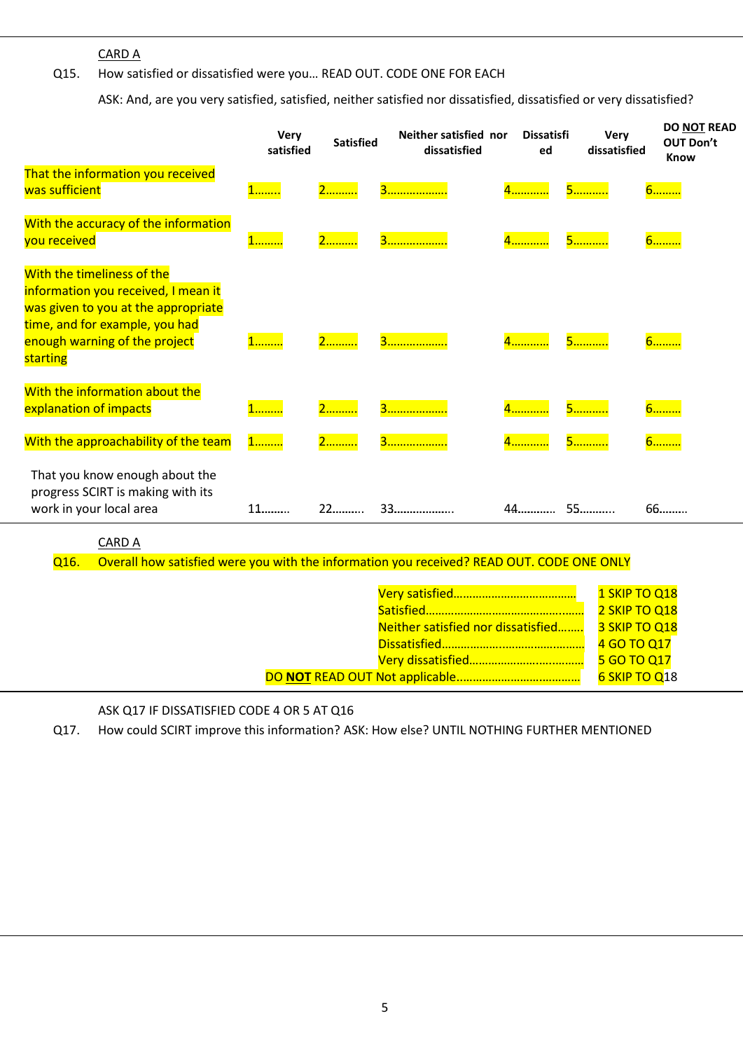CARD A

Q15. How satisfied or dissatisfied were you… READ OUT. CODE ONE FOR EACH

ASK: And, are you very satisfied, satisfied, neither satisfied nor dissatisfied, dissatisfied or very dissatisfied?

| | Very satisfied | Satisfied | Neither satisfied nor dissatisfied | Dissatisfied | Very dissatisfied | DO **NOT** READ OUT Don't Know |
|---|---|---|---|---|---|---|
| That the information you received was sufficient | 1…….. | 2………. | 3………………. | 4………… | 5……….. | 6……… |
| With the accuracy of the information you received | 1……… | 2………. | 3………………. | 4………… | 5……….. | 6……… |
| With the timeliness of the information you received, I mean it was given to you at the appropriate time, and for example, you had enough warning of the project starting | 1……… | 2………. | 3………………. | 4………… | 5……….. | 6……… |
| With the information about the explanation of impacts | 1……… | 2………. | 3………………. | 4………… | 5……….. | 6……… |
| With the approachability of the team | 1……… | 2………. | 3………………. | 4………… | 5……….. | 6……… |
| That you know enough about the progress SCIRT is making with its work in your local area | 11……… | 22……….. | 33……………….. | 44………… | 55……….. | 66……… |

CARD A

Q16. Overall how satisfied were you with the information you received? READ OUT. CODE ONE ONLY

| | |
|---|---|
| Very satisfied……………………………… | 1 SKIP TO Q18 |
| Satisfied………………………………………. | 2 SKIP TO Q18 |
| Neither satisfied nor dissatisfied…….. | 3 SKIP TO Q18 |
| Dissatisfied………………………………… | 4 GO TO Q17 |
| Very dissatisfied……………………………. | 5 GO TO Q17 |
| DO **NOT** READ OUT Not applicable………………………………. | 6 SKIP TO Q18 |

ASK Q17 IF DISSATISFIED CODE 4 OR 5 AT Q16

Q17. How could SCIRT improve this information? ASK: How else? UNTIL NOTHING FURTHER MENTIONED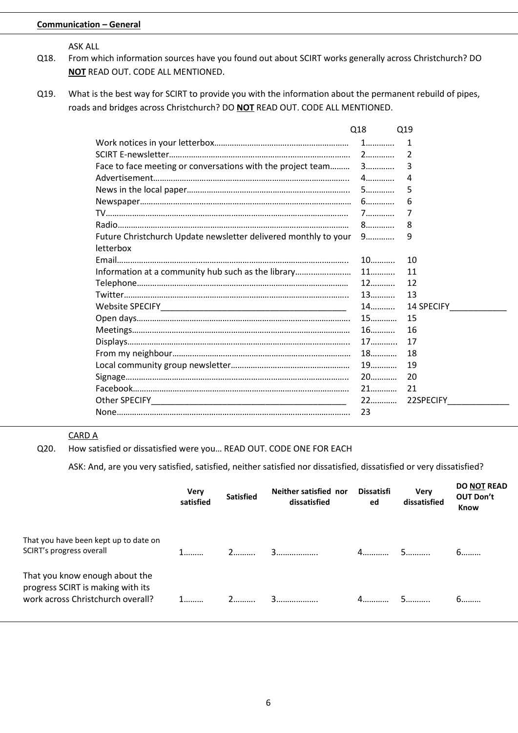**Communication – General**

ASK ALL

Q18. From which information sources have you found out about SCIRT works generally across Christchurch? DO **NOT** READ OUT. CODE ALL MENTIONED.

Q19. What is the best way for SCIRT to provide you with the information about the permanent rebuild of pipes, roads and bridges across Christchurch? DO **NOT** READ OUT. CODE ALL MENTIONED.

| | Q18 | Q19 |
|---|---|---|
| Work notices in your letterbox……………………………………………… | 1………… | 1 |
| SCIRT E-newsletter……………………………………………………………… | 2………… | 2 |
| Face to face meeting or conversations with the project team……… | 3………… | 3 |
| Advertisement…………………………………………………………………… | 4………… | 4 |
| News in the local paper………………………………………………………… | 5………… | 5 |
| Newspaper………………………………………………………………………… | 6………… | 6 |
| TV…………………………………………………………………………………… | 7………… | 7 |
| Radio………………………………………………………………………………… | 8………… | 8 |
| Future Christchurch Update newsletter delivered monthly to your letterbox | 9………… | 9 |
| Email………………………………………………………………………………… | 10……….. | 10 |
| Information at a community hub such as the library…………………… | 11……….. | 11 |
| Telephone………………………………………………………………………… | 12……….. | 12 |
| Twitter……………………………………………………………………………… | 13……….. | 13 |
| Website SPECIFY________________________________________ | 14……….. | 14 SPECIFY____________ |
| Open days………………………………………………………………………… | 15………… | 15 |
| Meetings…………………………………………………………………………… | 16……….. | 16 |
| Displays……………………………………………………………………………… | 17……….. | 17 |
| From my neighbour……………………………………………………………… | 18………… | 18 |
| Local community group newsletter…………………………………………… | 19………… | 19 |
| Signage……………………………………………………………………………… | 20………… | 20 |
| Facebook…………………………………………………………………………… | 21………… | 21 |
| Other SPECIFY__________________________________________ | 22………… | 22SPECIFY_____________ |
| None………………………………………………………………………………… | 23 | |

CARD A

Q20. How satisfied or dissatisfied were you… READ OUT. CODE ONE FOR EACH

ASK: And, are you very satisfied, satisfied, neither satisfied nor dissatisfied, dissatisfied or very dissatisfied?

| | Very satisfied | Satisfied | Neither satisfied nor dissatisfied | Dissatisfied | Very dissatisfied | DO **NOT** READ OUT Don't Know |
|---|---|---|---|---|---|---|
| That you have been kept up to date on SCIRT's progress overall | 1……… | 2………. | 3………………. | 4………… | 5……….. | 6……… |
| That you know enough about the progress SCIRT is making with its work across Christchurch overall? | 1……… | 2………. | 3………………. | 4………… | 5……….. | 6……… |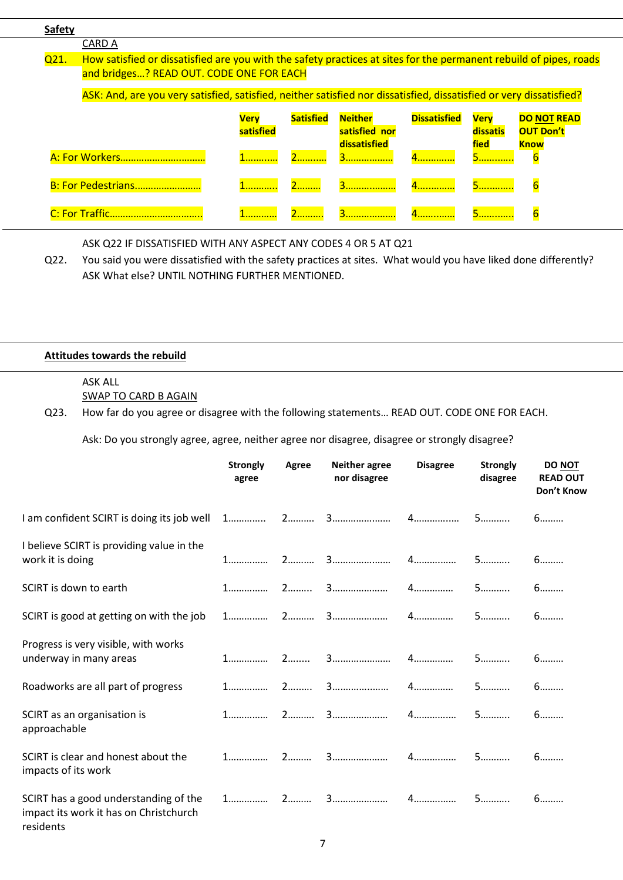**Safety**

CARD A

Q21. How satisfied or dissatisfied are you with the safety practices at sites for the permanent rebuild of pipes, roads and bridges…? READ OUT. CODE ONE FOR EACH

ASK: And, are you very satisfied, satisfied, neither satisfied nor dissatisfied, dissatisfied or very dissatisfied?

| | Very satisfied | Satisfied | Neither satisfied nor dissatisfied | Dissatisfied | Very dissatisfied | DO NOT READ OUT Don't Know |
|---|---|---|---|---|---|---|
| A: For Workers…………………………… | 1……… | 2……… | 3……………… | 4………… | 5………… | 6 |
| B: For Pedestrians…………………… | 1……… | 2……… | 3……………… | 4………… | 5………… | 6 |
| C: For Traffic……………………………… | 1……… | 2……… | 3……………… | 4………… | 5………… | 6 |

ASK Q22 IF DISSATISFIED WITH ANY ASPECT ANY CODES 4 OR 5 AT Q21

Q22. You said you were dissatisfied with the safety practices at sites. What would you have liked done differently? ASK What else? UNTIL NOTHING FURTHER MENTIONED.

**Attitudes towards the rebuild**

ASK ALL

SWAP TO CARD B AGAIN

Q23. How far do you agree or disagree with the following statements… READ OUT. CODE ONE FOR EACH.

Ask: Do you strongly agree, agree, neither agree nor disagree, disagree or strongly disagree?

| | Strongly agree | Agree | Neither agree nor disagree | Disagree | Strongly disagree | DO NOT READ OUT Don't Know |
|---|---|---|---|---|---|---|
| I am confident SCIRT is doing its job well | 1………… | 2……… | 3………………… | 4…………… | 5………. | 6……… |
| I believe SCIRT is providing value in the work it is doing | 1………… | 2……… | 3………………… | 4…………… | 5………. | 6……… |
| SCIRT is down to earth | 1………… | 2……… | 3………………… | 4…………… | 5………. | 6……… |
| SCIRT is good at getting on with the job | 1………… | 2……… | 3………………… | 4…………… | 5………. | 6……… |
| Progress is very visible, with works underway in many areas | 1………… | 2……… | 3………………… | 4…………… | 5………. | 6……… |
| Roadworks are all part of progress | 1………… | 2……… | 3………………… | 4…………… | 5………. | 6……… |
| SCIRT as an organisation is approachable | 1………… | 2……… | 3………………… | 4…………… | 5………. | 6……… |
| SCIRT is clear and honest about the impacts of its work | 1………… | 2……… | 3………………… | 4…………… | 5………. | 6……… |
| SCIRT has a good understanding of the impact its work it has on Christchurch residents | 1………… | 2……… | 3………………… | 4…………… | 5………. | 6……… |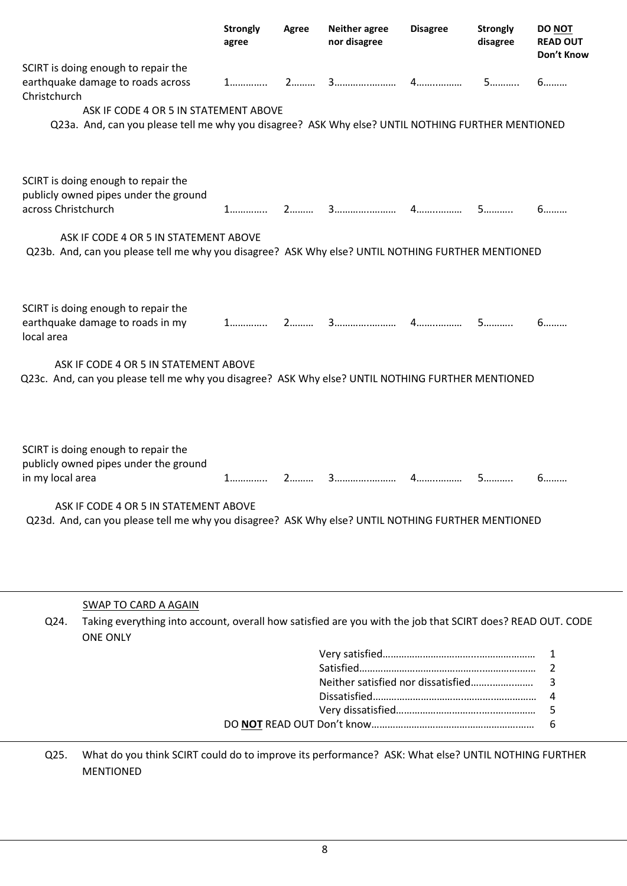| | Strongly agree | Agree | Neither agree nor disagree | Disagree | Strongly disagree | DO **NOT** READ OUT Don't Know |
|---|---|---|---|---|---|---|
| SCIRT is doing enough to repair the earthquake damage to roads across Christchurch | 1………….. | 2……… | 3…………………… | 4……………… | 5……….. | 6……… |

ASK IF CODE 4 OR 5 IN STATEMENT ABOVE

Q23a. And, can you please tell me why you disagree? ASK Why else? UNTIL NOTHING FURTHER MENTIONED

| | Strongly agree | Agree | Neither agree nor disagree | Disagree | Strongly disagree | DO **NOT** READ OUT Don't Know |
|---|---|---|---|---|---|---|
| SCIRT is doing enough to repair the publicly owned pipes under the ground across Christchurch | 1………….. | 2……… | 3…………………… | 4……………… | 5……….. | 6……… |

ASK IF CODE 4 OR 5 IN STATEMENT ABOVE

Q23b. And, can you please tell me why you disagree? ASK Why else? UNTIL NOTHING FURTHER MENTIONED

| | Strongly agree | Agree | Neither agree nor disagree | Disagree | Strongly disagree | DO **NOT** READ OUT Don't Know |
|---|---|---|---|---|---|---|
| SCIRT is doing enough to repair the earthquake damage to roads in my local area | 1………….. | 2……… | 3…………………… | 4……………… | 5……….. | 6……… |

ASK IF CODE 4 OR 5 IN STATEMENT ABOVE

Q23c. And, can you please tell me why you disagree? ASK Why else? UNTIL NOTHING FURTHER MENTIONED

| | Strongly agree | Agree | Neither agree nor disagree | Disagree | Strongly disagree | DO **NOT** READ OUT Don't Know |
|---|---|---|---|---|---|---|
| SCIRT is doing enough to repair the publicly owned pipes under the ground in my local area | 1………….. | 2……… | 3…………………… | 4……………… | 5……….. | 6……… |

ASK IF CODE 4 OR 5 IN STATEMENT ABOVE

Q23d. And, can you please tell me why you disagree? ASK Why else? UNTIL NOTHING FURTHER MENTIONED

---

SWAP TO CARD A AGAIN

Q24. Taking everything into account, overall how satisfied are you with the job that SCIRT does? READ OUT. CODE ONE ONLY

| | |
|---|---|
| Very satisfied……………………………………………… | 1 |
| Satisfied……………………………………………………… | 2 |
| Neither satisfied nor dissatisfied…………………… | 3 |
| Dissatisfied…………………………………………………… | 4 |
| Very dissatisfied…………………………………………… | 5 |
| DO **NOT** READ OUT Don't know…………………………………………………… | 6 |

---

Q25. What do you think SCIRT could do to improve its performance? ASK: What else? UNTIL NOTHING FURTHER MENTIONED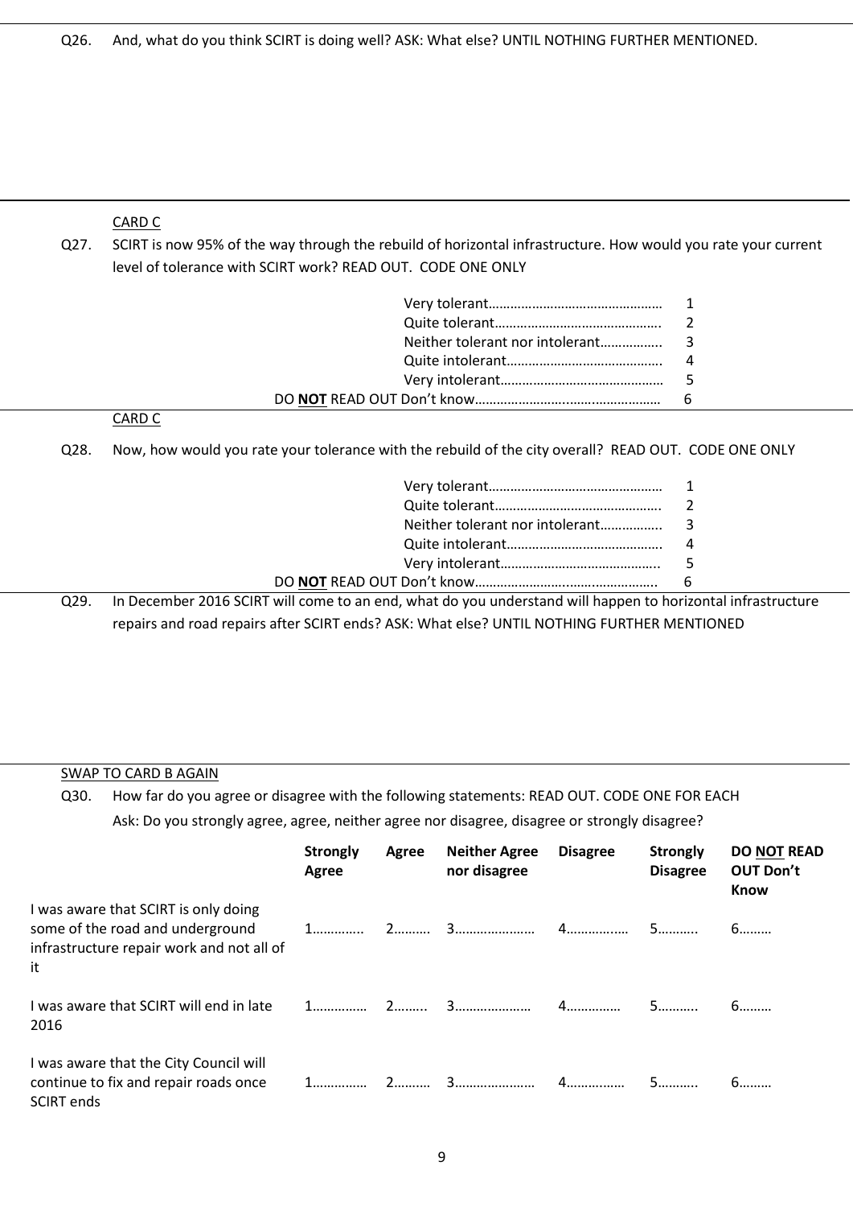Q26. And, what do you think SCIRT is doing well? ASK: What else? UNTIL NOTHING FURTHER MENTIONED.

---

CARD C

Q27. SCIRT is now 95% of the way through the rebuild of horizontal infrastructure. How would you rate your current level of tolerance with SCIRT work? READ OUT. CODE ONE ONLY

| | |
|---|---|
| Very tolerant……………………………………… | 1 |
| Quite tolerant……………………………………. | 2 |
| Neither tolerant nor intolerant…………….. | 3 |
| Quite intolerant………………………………….. | 4 |
| Very intolerant…………………………………… | 5 |
| DO **NOT** READ OUT Don't know…………………………………………… | 6 |

CARD C

Q28. Now, how would you rate your tolerance with the rebuild of the city overall? READ OUT. CODE ONE ONLY

| | |
|---|---|
| Very tolerant……………………………………… | 1 |
| Quite tolerant……………………………………. | 2 |
| Neither tolerant nor intolerant…………….. | 3 |
| Quite intolerant………………………………….. | 4 |
| Very intolerant…………………………………... | 5 |
| DO **NOT** READ OUT Don't know………………………………………….. | 6 |

Q29. In December 2016 SCIRT will come to an end, what do you understand will happen to horizontal infrastructure repairs and road repairs after SCIRT ends? ASK: What else? UNTIL NOTHING FURTHER MENTIONED

---

SWAP TO CARD B AGAIN

Q30. How far do you agree or disagree with the following statements: READ OUT. CODE ONE FOR EACH

Ask: Do you strongly agree, agree, neither agree nor disagree, disagree or strongly disagree?

| | Strongly Agree | Agree | Neither Agree nor disagree | Disagree | Strongly Disagree | DO NOT READ OUT Don't Know |
|---|---|---|---|---|---|---|
| I was aware that SCIRT is only doing some of the road and underground infrastructure repair work and not all of it | 1………….. | 2………. | 3………………… | 4…………….. | 5……….. | 6……… |
| I was aware that SCIRT will end in late 2016 | 1…………… | 2…….. | 3………………… | 4…………… | 5……….. | 6……… |
| I was aware that the City Council will continue to fix and repair roads once SCIRT ends | 1…………… | 2………. | 3………………… | 4…………… | 5……….. | 6……… |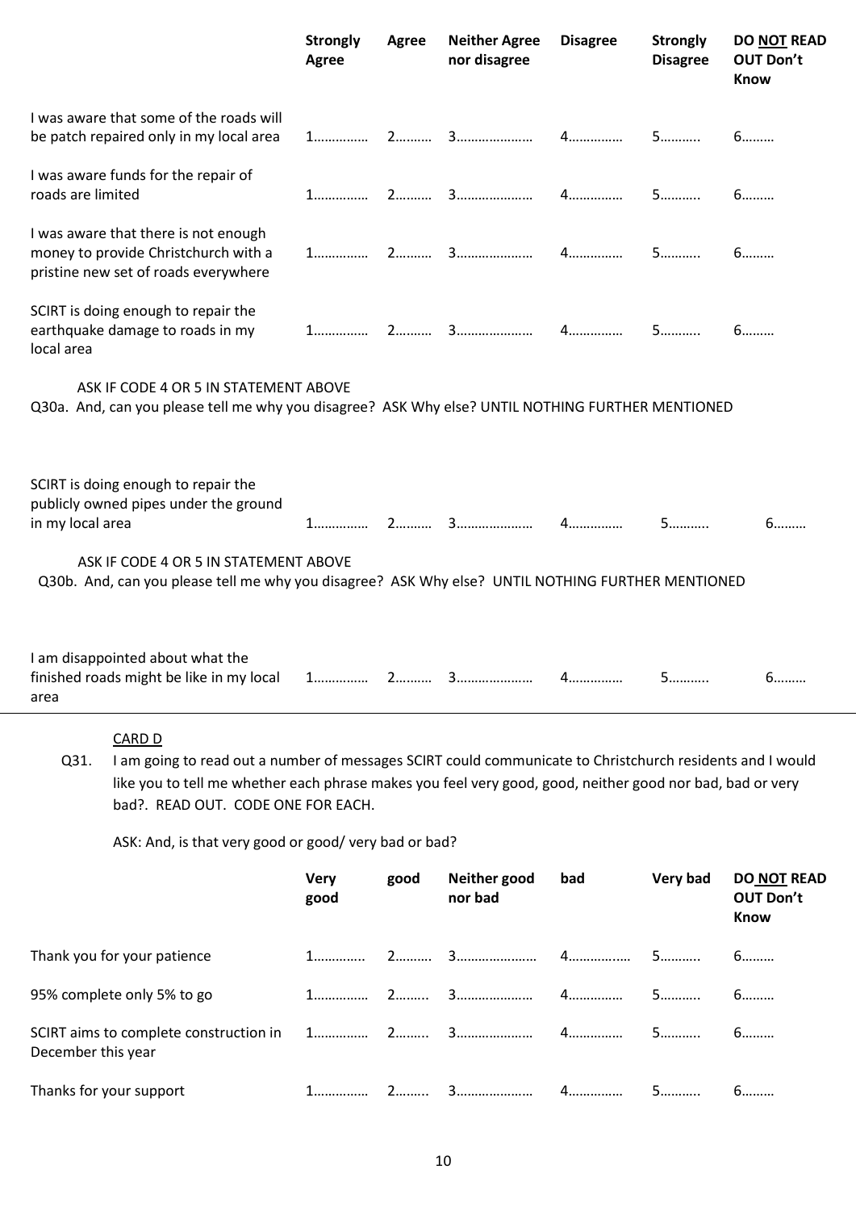| | Strongly Agree | Agree | Neither Agree nor disagree | Disagree | Strongly Disagree | DO NOT READ OUT Don't Know |
|---|---|---|---|---|---|---|
| I was aware that some of the roads will be patch repaired only in my local area | 1…………… | 2………. | 3………………… | 4…………… | 5……….. | 6……… |
| I was aware funds for the repair of roads are limited | 1…………… | 2………. | 3………………… | 4…………… | 5……….. | 6……… |
| I was aware that there is not enough money to provide Christchurch with a pristine new set of roads everywhere | 1…………… | 2………. | 3………………… | 4…………… | 5……….. | 6……… |
| SCIRT is doing enough to repair the earthquake damage to roads in my local area | 1…………… | 2………. | 3………………… | 4…………… | 5……….. | 6……… |

ASK IF CODE 4 OR 5 IN STATEMENT ABOVE

Q30a. And, can you please tell me why you disagree? ASK Why else? UNTIL NOTHING FURTHER MENTIONED

| | | | | | | |
|---|---|---|---|---|---|---|
| SCIRT is doing enough to repair the publicly owned pipes under the ground in my local area | 1…………… | 2………. | 3………………… | 4…………… | 5……….. | 6……… |

ASK IF CODE 4 OR 5 IN STATEMENT ABOVE

Q30b. And, can you please tell me why you disagree? ASK Why else? UNTIL NOTHING FURTHER MENTIONED

| | | | | | | |
|---|---|---|---|---|---|---|
| I am disappointed about what the finished roads might be like in my local area | 1…………… | 2………. | 3………………… | 4…………… | 5……….. | 6……… |

CARD D

Q31. I am going to read out a number of messages SCIRT could communicate to Christchurch residents and I would like you to tell me whether each phrase makes you feel very good, good, neither good nor bad, bad or very bad?. READ OUT. CODE ONE FOR EACH.

ASK: And, is that very good or good/ very bad or bad?

| | Very good | good | Neither good nor bad | bad | Very bad | DO NOT READ OUT Don't Know |
|---|---|---|---|---|---|---|
| Thank you for your patience | 1………….. | 2………. | 3………………… | 4…………… | 5……….. | 6……… |
| 95% complete only 5% to go | 1…………… | 2…….. | 3………………… | 4…………… | 5……….. | 6……… |
| SCIRT aims to complete construction in December this year | 1…………… | 2…….. | 3………………… | 4…………… | 5……….. | 6……… |
| Thanks for your support | 1…………… | 2…….. | 3………………… | 4…………… | 5……….. | 6……… |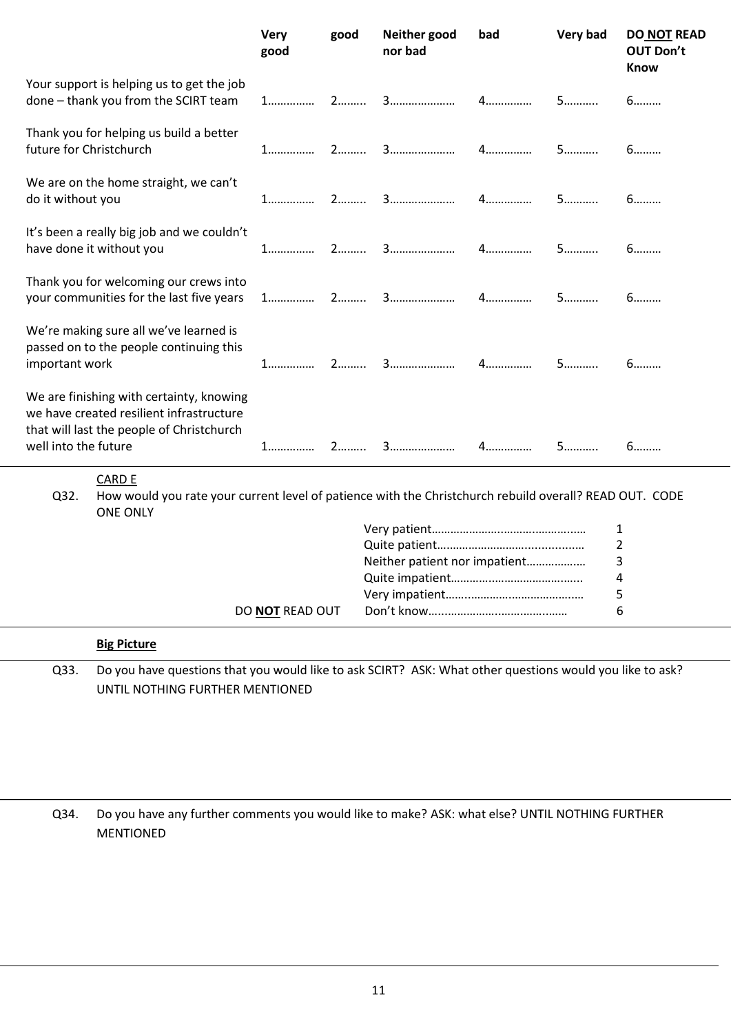| | Very good | good | Neither good nor bad | bad | Very bad | DO **NOT** READ OUT Don't Know |
|---|---|---|---|---|---|---|
| Your support is helping us to get the job done – thank you from the SCIRT team | 1…………… | 2…….. | 3………………… | 4…………… | 5……….. | 6……… |
| Thank you for helping us build a better future for Christchurch | 1…………… | 2…….. | 3………………… | 4…………… | 5……….. | 6……… |
| We are on the home straight, we can't do it without you | 1…………… | 2…….. | 3………………… | 4…………… | 5……….. | 6……… |
| It's been a really big job and we couldn't have done it without you | 1…………… | 2…….. | 3………………… | 4…………… | 5……….. | 6……… |
| Thank you for welcoming our crews into your communities for the last five years | 1…………… | 2…….. | 3………………… | 4…………… | 5……….. | 6……… |
| We're making sure all we've learned is passed on to the people continuing this important work | 1…………… | 2…….. | 3………………… | 4…………… | 5……….. | 6……… |
| We are finishing with certainty, knowing we have created resilient infrastructure that will last the people of Christchurch well into the future | 1…………… | 2…….. | 3………………… | 4…………… | 5……….. | 6……… |

CARD E

Q32. How would you rate your current level of patience with the Christchurch rebuild overall? READ OUT. CODE ONE ONLY

| | | |
|---|---|---|
| | Very patient………………………………………… | 1 |
| | Quite patient……………………………………… | 2 |
| | Neither patient nor impatient……………… | 3 |
| | Quite impatient………………………………….. | 4 |
| | Very impatient……………………………………. | 5 |
| DO **NOT** READ OUT | Don't know……………………………………. | 6 |

**Big Picture**

Q33. Do you have questions that you would like to ask SCIRT? ASK: What other questions would you like to ask? UNTIL NOTHING FURTHER MENTIONED

Q34. Do you have any further comments you would like to make? ASK: what else? UNTIL NOTHING FURTHER MENTIONED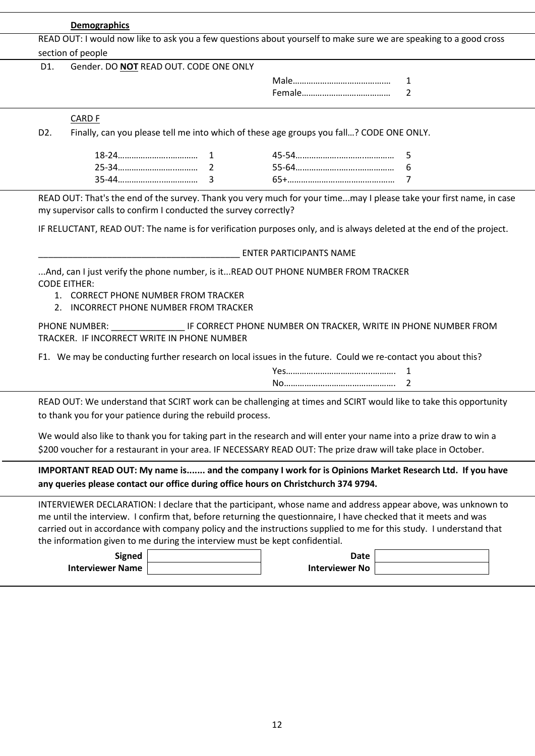**Demographics**

READ OUT: I would now like to ask you a few questions about yourself to make sure we are speaking to a good cross section of people

D1. Gender. DO **NOT** READ OUT. CODE ONE ONLY

Male…………………………………… 1
Female………………………………… 2

CARD F

D2. Finally, can you please tell me into which of these age groups you fall…? CODE ONE ONLY.

| | | | |
|---|---|---|---|
| 18-24……………………………… | 1 | 45-54……………………………………… | 5 |
| 25-34……………………………… | 2 | 55-64……………………………………… | 6 |
| 35-44……………………………… | 3 | 65+………………………………………… | 7 |

READ OUT: That's the end of the survey. Thank you very much for your time...may I please take your first name, in case my supervisor calls to confirm I conducted the survey correctly?

IF RELUCTANT, READ OUT: The name is for verification purposes only, and is always deleted at the end of the project.

__________________________________________ ENTER PARTICIPANTS NAME

...And, can I just verify the phone number, is it...READ OUT PHONE NUMBER FROM TRACKER
CODE EITHER:

1. CORRECT PHONE NUMBER FROM TRACKER
2. INCORRECT PHONE NUMBER FROM TRACKER

PHONE NUMBER: _______________ IF CORRECT PHONE NUMBER ON TRACKER, WRITE IN PHONE NUMBER FROM TRACKER. IF INCORRECT WRITE IN PHONE NUMBER

F1. We may be conducting further research on local issues in the future. Could we re-contact you about this?

Yes………………………………………. 1
No……………………………………….. 2

READ OUT: We understand that SCIRT work can be challenging at times and SCIRT would like to take this opportunity to thank you for your patience during the rebuild process.

We would also like to thank you for taking part in the research and will enter your name into a prize draw to win a $200 voucher for a restaurant in your area. IF NECESSARY READ OUT: The prize draw will take place in October.

**IMPORTANT READ OUT: My name is....... and the company I work for is Opinions Market Research Ltd. If you have any queries please contact our office during office hours on Christchurch 374 9794.**

INTERVIEWER DECLARATION: I declare that the participant, whose name and address appear above, was unknown to me until the interview. I confirm that, before returning the questionnaire, I have checked that it meets and was carried out in accordance with company policy and the instructions supplied to me for this study. I understand that the information given to me during the interview must be kept confidential.

| | | | |
|---|---|---|---|
| **Signed** | | **Date** | |
| **Interviewer Name** | | **Interviewer No** | |